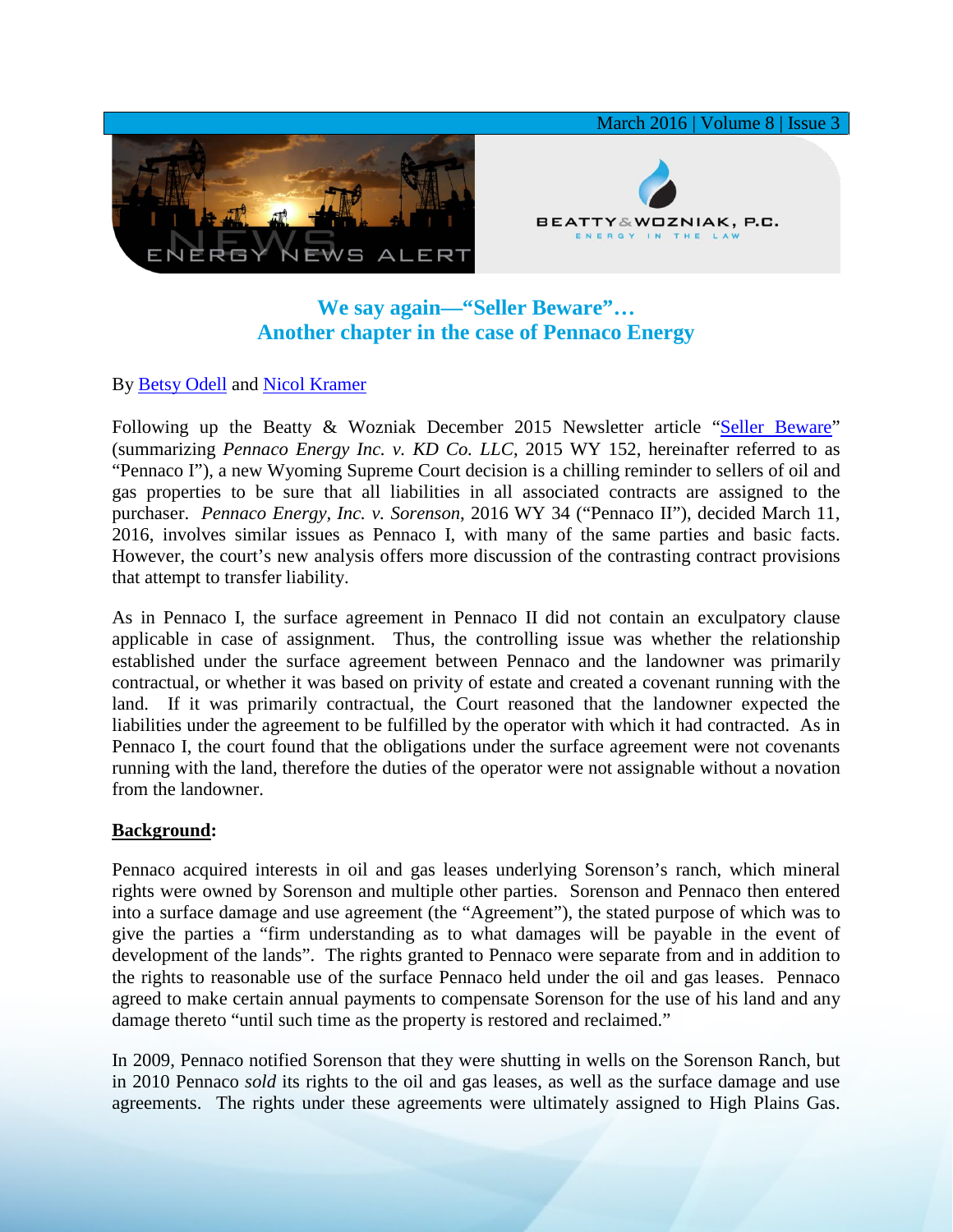# We say again—"Seller Beware"… Another chapter in the case of Pennaco Energy

By Betsy Odell and Nicol Kramer

Following up the Beatty & Wozniak December 2015 Newsletter article "Seller Beware" (summarizing *Pennaco Energy Inc. v. KD Co. LLC*, 2015 WY 152, hereinafter referred to as "Pennaco I"), a new Wyoming Supreme Court decision is a chilling reminder to sellers of oil and gas properties to be sure that all liabilities in all associated contracts are assigned to the purchaser. *Pennaco Energy, Inc. v. Sorenson*, 2016 WY 34 ("Pennaco II"), decided March 11, 2016, involves similar issues as Pennaco I, with many of the same parties and basic facts. However, the court's new analysis offers more discussion of the contrasting contract provisions that attempt to transfer liability.

As in Pennaco I, the surface agreement in Pennaco II did not contain an exculpatory clause applicable in case of assignment. Thus, the controlling issue was whether the relationship established under the surface agreement between Pennaco and the landowner was primarily contractual, or whether it was based on privity of estate and created a covenant running with the land. If it was primarily contractual, the Court reasoned that the landowner expected the liabilities under the agreement to be fulfilled by the operator with which it had contracted. As in Pennaco I, the court found that the obligations under the surface agreement were not covenants running with the land, therefore the duties of the operator were not assignable without a novation from the landowner.

## **Background:**

Pennaco acquired interests in oil and gas leases underlying Sorenson's ranch, which mineral rights were owned by Sorenson and multiple other parties. Sorenson and Pennaco then entered into a surface damage and use agreement (the "Agreement"), the stated purpose of which was to give the parties a "firm understanding as to what damages will be payable in the event of development of the lands". The rights granted to Pennaco were separate from and in addition to the rights to reasonable use of the surface Pennaco held under the oil and gas leases. Pennaco agreed to make certain annual payments to compensate Sorenson for the use of his land and any damage thereto "until such time as the property is restored and reclaimed."

In 2009, Pennaco notified Sorenson that they were shutting in wells on the Sorenson Ranch, but in 2010 Pennaco *sold* its rights to the oil and gas leases, as well as the surface damage and use agreements. The rights under these agreements were ultimately assigned to High Plains Gas.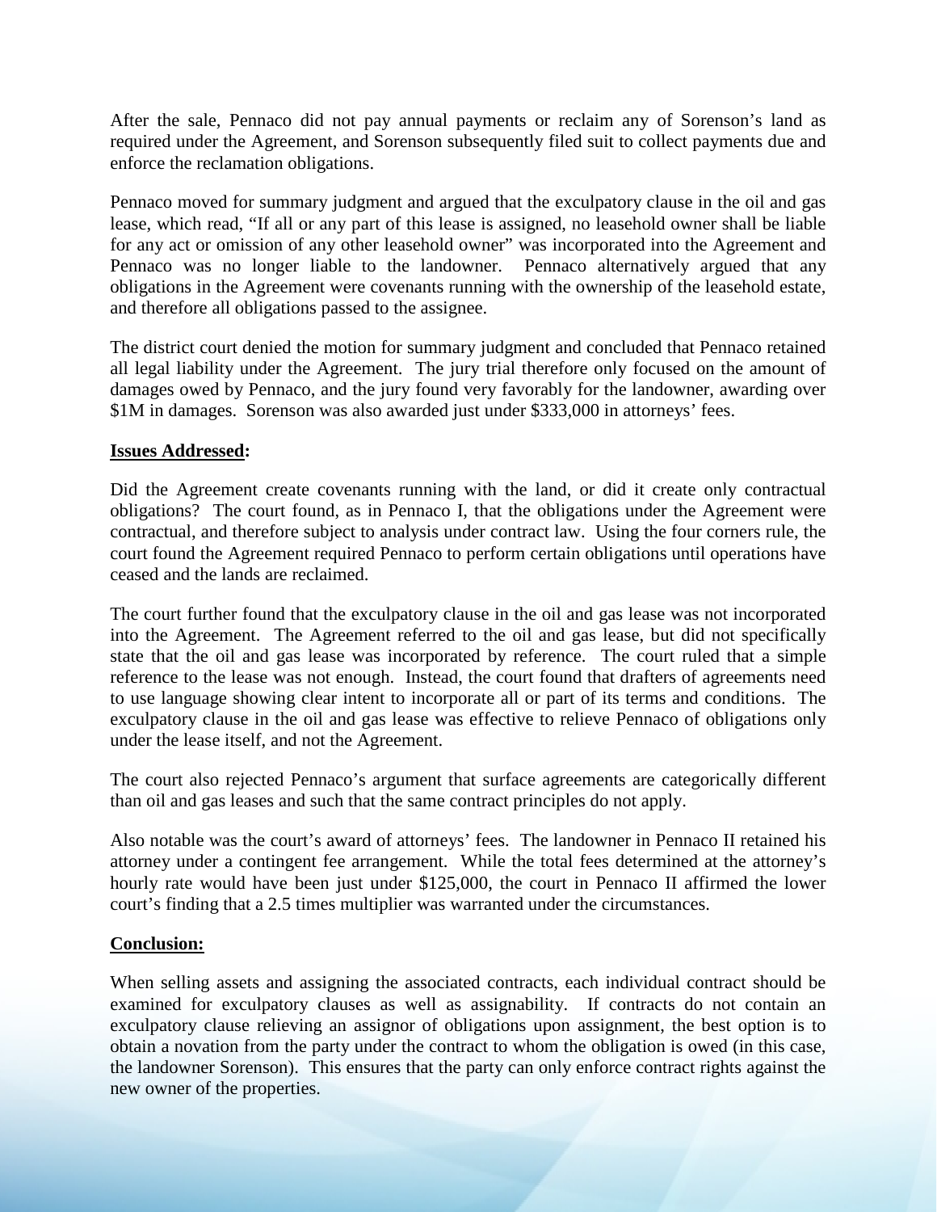After the sale, Pennaco did not pay annual payments or reclaim any of Sorenson's land as required under the Agreement, and Sorenson subsequently filed suit to collect payments due and enforce the reclamation obligations.

Pennaco moved for summary judgment and argued that the exculpatory clause in the oil and gas lease, which read, "If all or any part of this lease is assigned, no leasehold owner shall be liable for any act or omission of any other leasehold owner" was incorporated into the Agreement and Pennaco was no longer liable to the landowner. Pennaco alternatively argued that any obligations in the Agreement were covenants running with the ownership of the leasehold estate, and therefore all obligations passed to the assignee.

The district court denied the motion for summary judgment and concluded that Pennaco retained all legal liability under the Agreement. The jury trial therefore only focused on the amount of damages owed by Pennaco, and the jury found very favorably for the landowner, awarding over $1M in damages. Sorenson was also awarded just under $333,000 in attorneys' fees.

**<u>Issues Addressed</u>:**

Did the Agreement create covenants running with the land, or did it create only contractual obligations? The court found, as in Pennaco I, that the obligations under the Agreement were contractual, and therefore subject to analysis under contract law. Using the four corners rule, the court found the Agreement required Pennaco to perform certain obligations until operations have ceased and the lands are reclaimed.

The court further found that the exculpatory clause in the oil and gas lease was not incorporated into the Agreement. The Agreement referred to the oil and gas lease, but did not specifically state that the oil and gas lease was incorporated by reference. The court ruled that a simple reference to the lease was not enough. Instead, the court found that drafters of agreements need to use language showing clear intent to incorporate all or part of its terms and conditions. The exculpatory clause in the oil and gas lease was effective to relieve Pennaco of obligations only under the lease itself, and not the Agreement.

The court also rejected Pennaco's argument that surface agreements are categorically different than oil and gas leases and such that the same contract principles do not apply.

Also notable was the court's award of attorneys' fees. The landowner in Pennaco II retained his attorney under a contingent fee arrangement. While the total fees determined at the attorney's hourly rate would have been just under $125,000, the court in Pennaco II affirmed the lower court's finding that a 2.5 times multiplier was warranted under the circumstances.

**<u>Conclusion:</u>**

When selling assets and assigning the associated contracts, each individual contract should be examined for exculpatory clauses as well as assignability. If contracts do not contain an exculpatory clause relieving an assignor of obligations upon assignment, the best option is to obtain a novation from the party under the contract to whom the obligation is owed (in this case, the landowner Sorenson). This ensures that the party can only enforce contract rights against the new owner of the properties.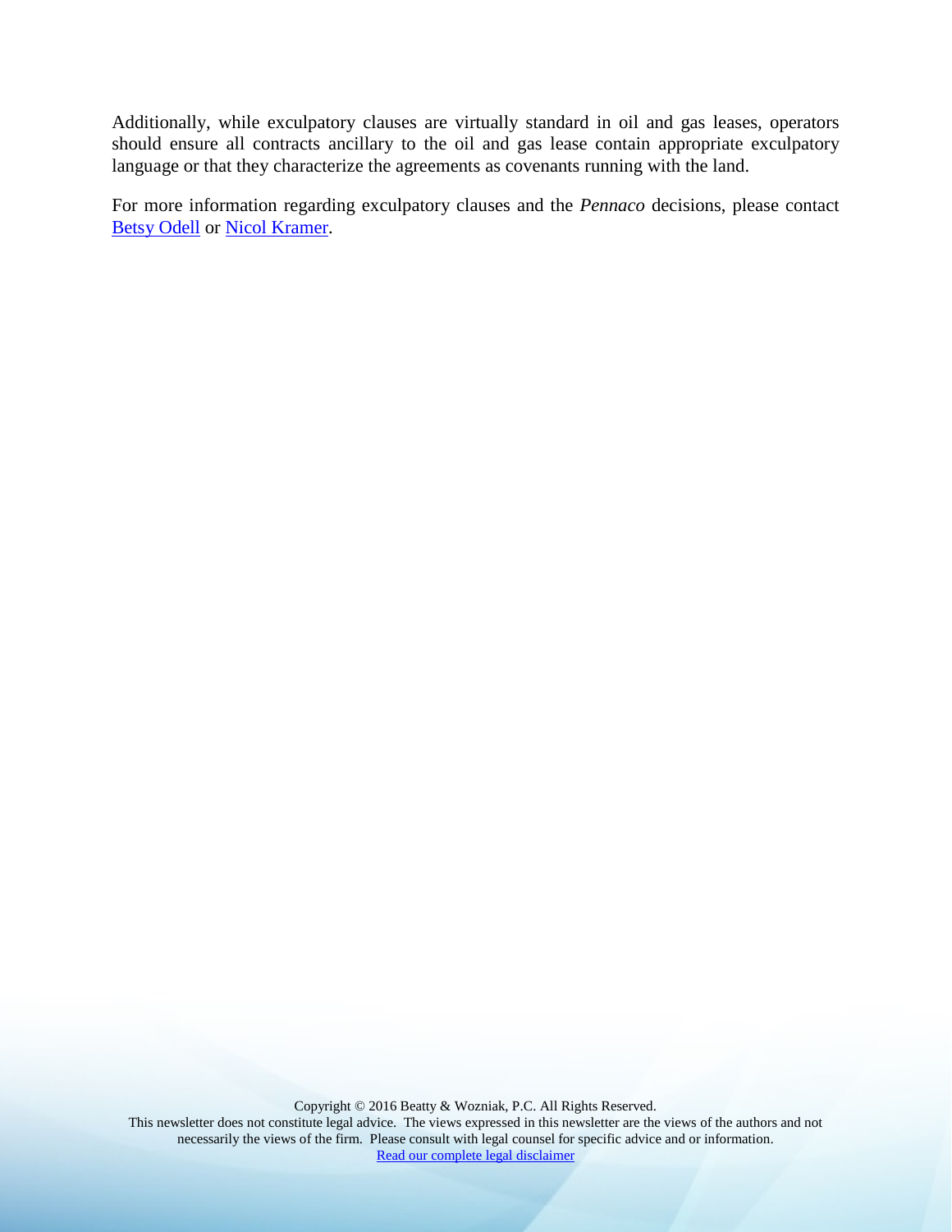Additionally, while exculpatory clauses are virtually standard in oil and gas leases, operators should ensure all contracts ancillary to the oil and gas lease contain appropriate exculpatory language or that they characterize the agreements as covenants running with the land.

For more information regarding exculpatory clauses and the *Pennaco* decisions, please contact Betsy Odell or Nicol Kramer.

Copyright © 2016 Beatty & Wozniak, P.C. All Rights Reserved.
This newsletter does not constitute legal advice. The views expressed in this newsletter are the views of the authors and not necessarily the views of the firm. Please consult with legal counsel for specific advice and or information.
Read our complete legal disclaimer